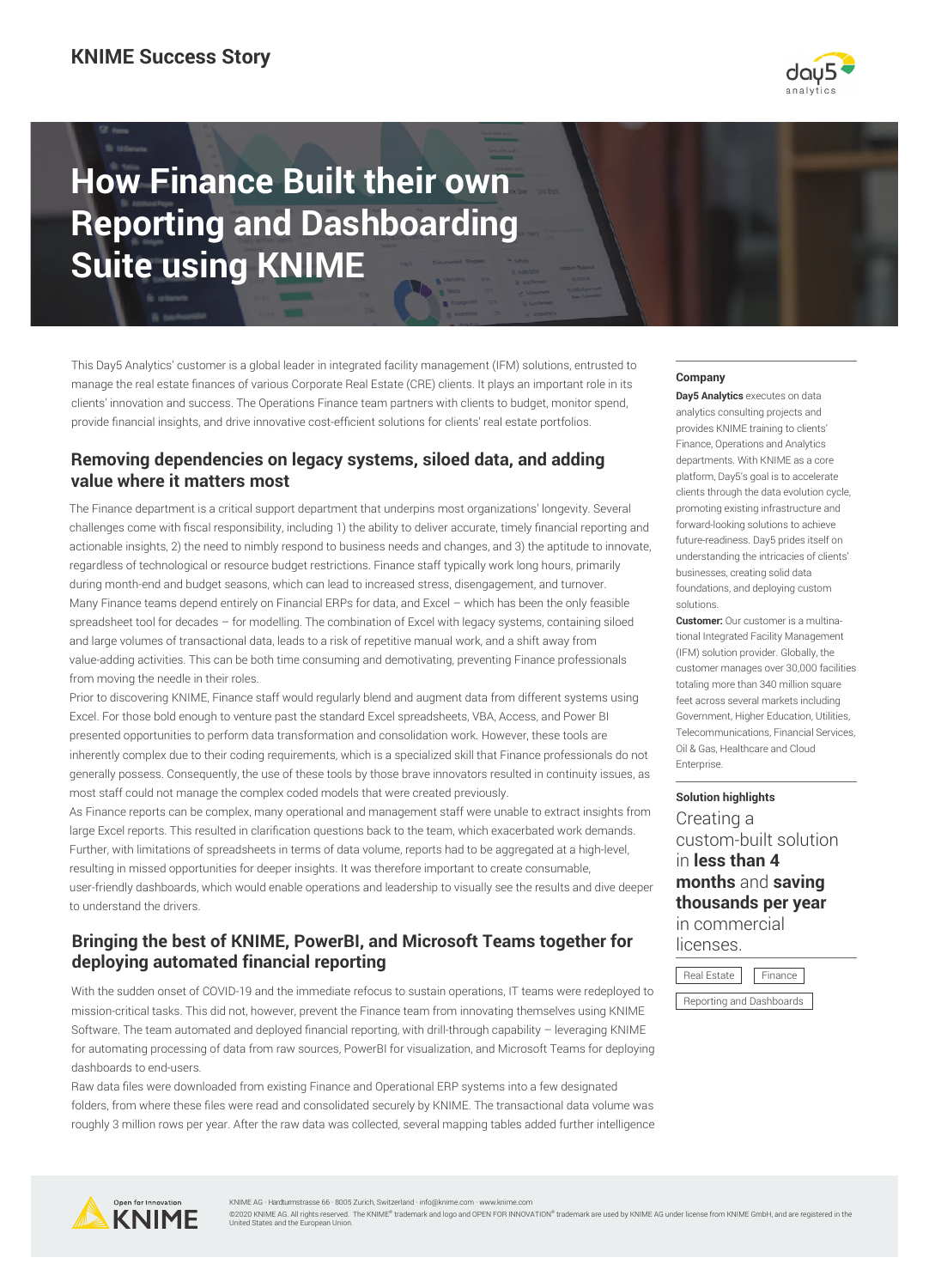# How Finance Built their own Reporting and Dashboarding Suite using KNIME

This Day5 Analytics' customer is a global leader in integrated facility management (IFM) solutions, entrusted to manage the real estate finances of various Corporate Real Estate (CRE) clients. It plays an important role in its clients' innovation and success. The Operations Finance team partners with clients to budget, monitor spend, provide financial insights, and drive innovative cost-efficient solutions for clients' real estate portfolios.

## Removing dependencies on legacy systems, siloed data, and adding value where it matters most

The Finance department is a critical support department that underpins most organizations' longevity. Several challenges come with fiscal responsibility, including 1) the ability to deliver accurate, timely financial reporting and actionable insights, 2) the need to nimbly respond to business needs and changes, and 3) the aptitude to innovate, regardless of technological or resource budget restrictions. Finance staff typically work long hours, primarily during month-end and budget seasons, which can lead to increased stress, disengagement, and turnover.

Many Finance teams depend entirely on Financial ERPs for data, and Excel – which has been the only feasible spreadsheet tool for decades – for modelling. The combination of Excel with legacy systems, containing siloed and large volumes of transactional data, leads to a risk of repetitive manual work, and a shift away from value-adding activities. This can be both time consuming and demotivating, preventing Finance professionals from moving the needle in their roles.

Prior to discovering KNIME, Finance staff would regularly blend and augment data from different systems using Excel. For those bold enough to venture past the standard Excel spreadsheets, VBA, Access, and Power BI presented opportunities to perform data transformation and consolidation work. However, these tools are inherently complex due to their coding requirements, which is a specialized skill that Finance professionals do not generally possess. Consequently, the use of these tools by those brave innovators resulted in continuity issues, as most staff could not manage the complex coded models that were created previously.

As Finance reports can be complex, many operational and management staff were unable to extract insights from large Excel reports. This resulted in clarification questions back to the team, which exacerbated work demands. Further, with limitations of spreadsheets in terms of data volume, reports had to be aggregated at a high-level, resulting in missed opportunities for deeper insights. It was therefore important to create consumable, user-friendly dashboards, which would enable operations and leadership to visually see the results and dive deeper to understand the drivers.

## Bringing the best of KNIME, PowerBI, and Microsoft Teams together for deploying automated financial reporting

With the sudden onset of COVID-19 and the immediate refocus to sustain operations, IT teams were redeployed to mission-critical tasks. This did not, however, prevent the Finance team from innovating themselves using KNIME Software. The team automated and deployed financial reporting, with drill-through capability – leveraging KNIME for automating processing of data from raw sources, PowerBI for visualization, and Microsoft Teams for deploying dashboards to end-users.

Raw data files were downloaded from existing Finance and Operational ERP systems into a few designated folders, from where these files were read and consolidated securely by KNIME. The transactional data volume was roughly 3 million rows per year. After the raw data was collected, several mapping tables added further intelligence

---

**Company**

**Day5 Analytics** executes on data analytics consulting projects and provides KNIME training to clients' Finance, Operations and Analytics departments. With KNIME as a core platform, Day5's goal is to accelerate clients through the data evolution cycle, promoting existing infrastructure and forward-looking solutions to achieve future-readiness. Day5 prides itself on understanding the intricacies of clients' businesses, creating solid data foundations, and deploying custom solutions.

**Customer:** Our customer is a multinational Integrated Facility Management (IFM) solution provider. Globally, the customer manages over 30,000 facilities totaling more than 340 million square feet across several markets including Government, Higher Education, Utilities, Telecommunications, Financial Services, Oil & Gas, Healthcare and Cloud Enterprise.

**Solution highlights**

Creating a custom-built solution in **less than 4 months** and **saving thousands per year** in commercial licenses.

Real Estate | Finance | Reporting and Dashboards

---

KNIME AG · Hardturmstrasse 66 · 8005 Zurich, Switzerland · info@knime.com · www.knime.com

©2020 KNIME AG. All rights reserved. The KNIME® trademark and logo and OPEN FOR INNOVATION® trademark are used by KNIME AG under license from KNIME GmbH, and are registered in the United States and the European Union.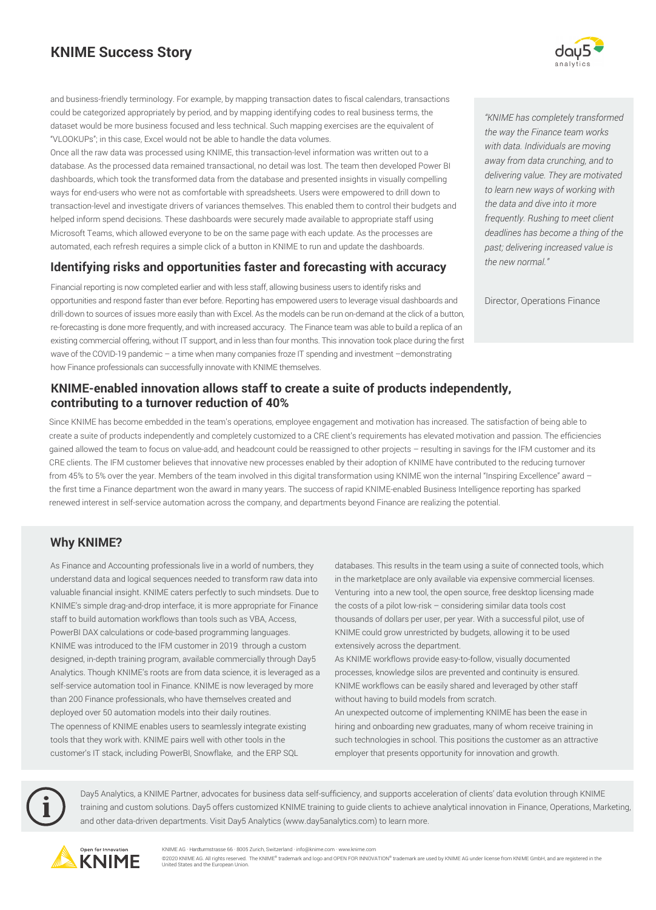and business-friendly terminology. For example, by mapping transaction dates to fiscal calendars, transactions could be categorized appropriately by period, and by mapping identifying codes to real business terms, the dataset would be more business focused and less technical. Such mapping exercises are the equivalent of "VLOOKUPs"; in this case, Excel would not be able to handle the data volumes.

Once all the raw data was processed using KNIME, this transaction-level information was written out to a database. As the processed data remained transactional, no detail was lost. The team then developed Power BI dashboards, which took the transformed data from the database and presented insights in visually compelling ways for end-users who were not as comfortable with spreadsheets. Users were empowered to drill down to transaction-level and investigate drivers of variances themselves. This enabled them to control their budgets and helped inform spend decisions. These dashboards were securely made available to appropriate staff using Microsoft Teams, which allowed everyone to be on the same page with each update. As the processes are automated, each refresh requires a simple click of a button in KNIME to run and update the dashboards.

> *"KNIME has completely transformed the way the Finance team works with data. Individuals are moving away from data crunching, and to delivering value. They are motivated to learn new ways of working with the data and dive into it more frequently. Rushing to meet client deadlines has become a thing of the past; delivering increased value is the new normal."*
>
> Director, Operations Finance

## Identifying risks and opportunities faster and forecasting with accuracy

Financial reporting is now completed earlier and with less staff, allowing business users to identify risks and opportunities and respond faster than ever before. Reporting has empowered users to leverage visual dashboards and drill-down to sources of issues more easily than with Excel. As the models can be run on-demand at the click of a button, re-forecasting is done more frequently, and with increased accuracy. The Finance team was able to build a replica of an existing commercial offering, without IT support, and in less than four months. This innovation took place during the first wave of the COVID-19 pandemic – a time when many companies froze IT spending and investment –demonstrating how Finance professionals can successfully innovate with KNIME themselves.

## KNIME-enabled innovation allows staff to create a suite of products independently, contributing to a turnover reduction of 40%

Since KNIME has become embedded in the team's operations, employee engagement and motivation has increased. The satisfaction of being able to create a suite of products independently and completely customized to a CRE client's requirements has elevated motivation and passion. The efficiencies gained allowed the team to focus on value-add, and headcount could be reassigned to other projects – resulting in savings for the IFM customer and its CRE clients. The IFM customer believes that innovative new processes enabled by their adoption of KNIME have contributed to the reducing turnover from 45% to 5% over the year. Members of the team involved in this digital transformation using KNIME won the internal "Inspiring Excellence" award – the first time a Finance department won the award in many years. The success of rapid KNIME-enabled Business Intelligence reporting has sparked renewed interest in self-service automation across the company, and departments beyond Finance are realizing the potential.

## Why KNIME?

As Finance and Accounting professionals live in a world of numbers, they understand data and logical sequences needed to transform raw data into valuable financial insight. KNIME caters perfectly to such mindsets. Due to KNIME's simple drag-and-drop interface, it is more appropriate for Finance staff to build automation workflows than tools such as VBA, Access, PowerBI DAX calculations or code-based programming languages.

KNIME was introduced to the IFM customer in 2019 through a custom designed, in-depth training program, available commercially through Day5 Analytics. Though KNIME's roots are from data science, it is leveraged as a self-service automation tool in Finance. KNIME is now leveraged by more than 200 Finance professionals, who have created and deployed over 50 automation models into their daily routines.

The openness of KNIME enables users to seamlessly integrate existing tools that they work with. KNIME pairs well with other tools in the customer's IT stack, including PowerBI, Snowflake, and the ERP SQL databases. This results in the team using a suite of connected tools, which in the marketplace are only available via expensive commercial licenses. Venturing into a new tool, the open source, free desktop licensing made the costs of a pilot low-risk – considering similar data tools cost thousands of dollars per user, per year. With a successful pilot, use of KNIME could grow unrestricted by budgets, allowing it to be used extensively across the department.

As KNIME workflows provide easy-to-follow, visually documented processes, knowledge silos are prevented and continuity is ensured. KNIME workflows can be easily shared and leveraged by other staff without having to build models from scratch.

An unexpected outcome of implementing KNIME has been the ease in hiring and onboarding new graduates, many of whom receive training in such technologies in school. This positions the customer as an attractive employer that presents opportunity for innovation and growth.

Day5 Analytics, a KNIME Partner, advocates for business data self-sufficiency, and supports acceleration of clients' data evolution through KNIME training and custom solutions. Day5 offers customized KNIME training to guide clients to achieve analytical innovation in Finance, Operations, Marketing, and other data-driven departments. Visit Day5 Analytics (www.day5analytics.com) to learn more.

KNIME AG · Hardturmstrasse 66 · 8005 Zurich, Switzerland · info@knime.com · www.knime.com

©2020 KNIME AG. All rights reserved. The KNIME® trademark and logo and OPEN FOR INNOVATION® trademark are used by KNIME AG under license from KNIME GmbH, and are registered in the United States and the European Union.